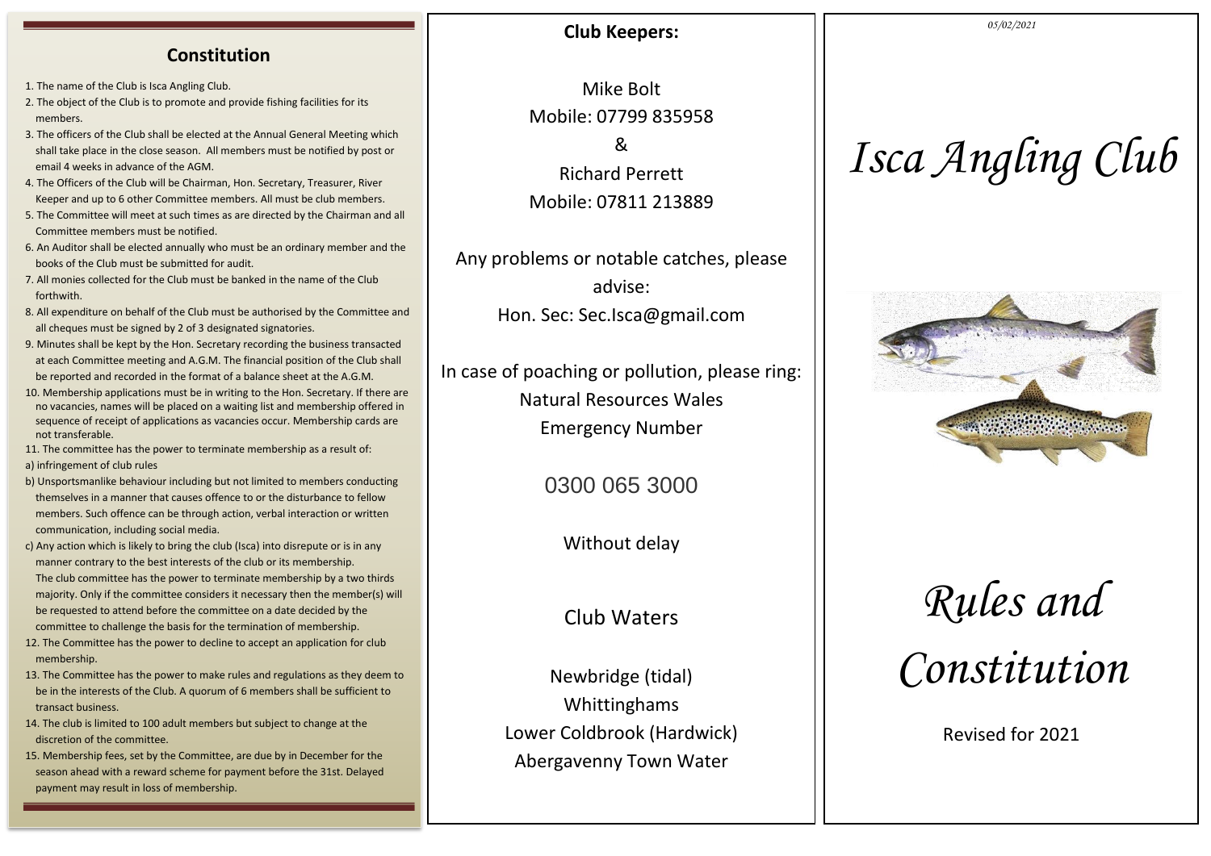## Constitution

1. The name of the Club is Isca Angling Club.
2. The object of the Club is to promote and provide fishing facilities for its members.
3. The officers of the Club shall be elected at the Annual General Meeting which shall take place in the close season. All members must be notified by post or email 4 weeks in advance of the AGM.
4. The Officers of the Club will be Chairman, Hon. Secretary, Treasurer, River Keeper and up to 6 other Committee members. All must be club members.
5. The Committee will meet at such times as are directed by the Chairman and all Committee members must be notified.
6. An Auditor shall be elected annually who must be an ordinary member and the books of the Club must be submitted for audit.
7. All monies collected for the Club must be banked in the name of the Club forthwith.
8. All expenditure on behalf of the Club must be authorised by the Committee and all cheques must be signed by 2 of 3 designated signatories.
9. Minutes shall be kept by the Hon. Secretary recording the business transacted at each Committee meeting and A.G.M. The financial position of the Club shall be reported and recorded in the format of a balance sheet at the A.G.M.
10. Membership applications must be in writing to the Hon. Secretary. If there are no vacancies, names will be placed on a waiting list and membership offered in sequence of receipt of applications as vacancies occur. Membership cards are not transferable.
11. The committee has the power to terminate membership as a result of:

a) infringement of club rules

b) Unsportsmanlike behaviour including but not limited to members conducting themselves in a manner that causes offence to or the disturbance to fellow members. Such offence can be through action, verbal interaction or written communication, including social media.

c) Any action which is likely to bring the club (Isca) into disrepute or is in any manner contrary to the best interests of the club or its membership.

The club committee has the power to terminate membership by a two thirds majority. Only if the committee considers it necessary then the member(s) will be requested to attend before the committee on a date decided by the committee to challenge the basis for the termination of membership.

12. The Committee has the power to decline to accept an application for club membership.
13. The Committee has the power to make rules and regulations as they deem to be in the interests of the Club. A quorum of 6 members shall be sufficient to transact business.
14. The club is limited to 100 adult members but subject to change at the discretion of the committee.
15. Membership fees, set by the Committee, are due by in December for the season ahead with a reward scheme for payment before the 31st. Delayed payment may result in loss of membership.

**Club Keepers:**

Mike Bolt
Mobile: 07799 835958
&
Richard Perrett
Mobile: 07811 213889

Any problems or notable catches, please advise:
Hon. Sec: Sec.Isca@gmail.com

In case of poaching or pollution, please ring:
Natural Resources Wales
Emergency Number

0300 065 3000

Without delay

Club Waters

Newbridge (tidal)
Whittinghams
Lower Coldbrook (Hardwick)
Abergavenny Town Water

*05/02/2021*

# *Isca Angling Club*

# *Rules and Constitution*

Revised for 2021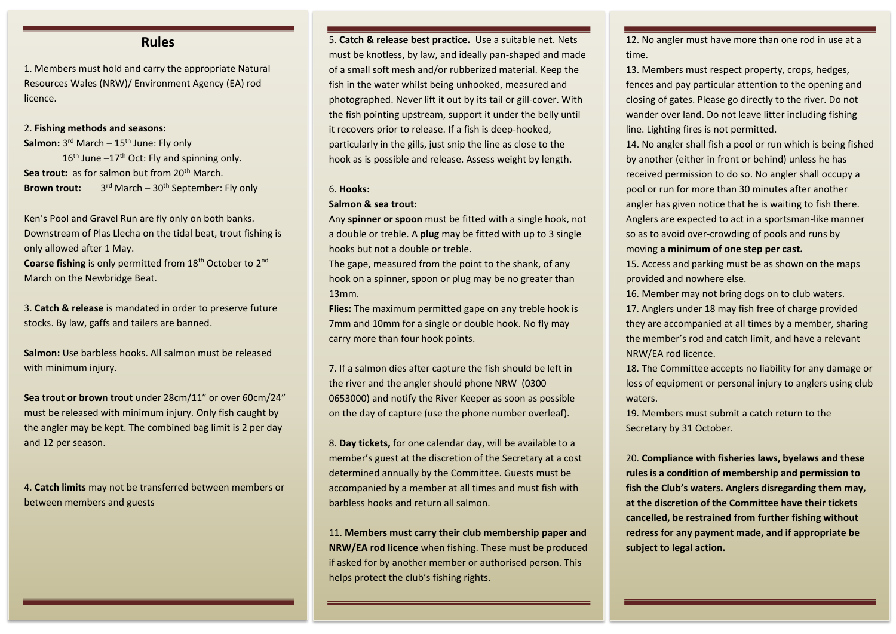## Rules

1. Members must hold and carry the appropriate Natural Resources Wales (NRW)/ Environment Agency (EA) rod licence.

2. **Fishing methods and seasons:**
**Salmon:** 3rd March – 15th June: Fly only
16th June –17th Oct: Fly and spinning only.
**Sea trout:** as for salmon but from 20th March.
**Brown trout:** 3rd March – 30th September: Fly only

Ken's Pool and Gravel Run are fly only on both banks. Downstream of Plas Llecha on the tidal beat, trout fishing is only allowed after 1 May.
**Coarse fishing** is only permitted from 18th October to 2nd March on the Newbridge Beat.

3. **Catch & release** is mandated in order to preserve future stocks. By law, gaffs and tailers are banned.

**Salmon:** Use barbless hooks. All salmon must be released with minimum injury.

**Sea trout or brown trout** under 28cm/11" or over 60cm/24" must be released with minimum injury. Only fish caught by the angler may be kept. The combined bag limit is 2 per day and 12 per season.

4. **Catch limits** may not be transferred between members or between members and guests

5. **Catch & release best practice.** Use a suitable net. Nets must be knotless, by law, and ideally pan-shaped and made of a small soft mesh and/or rubberized material. Keep the fish in the water whilst being unhooked, measured and photographed. Never lift it out by its tail or gill-cover. With the fish pointing upstream, support it under the belly until it recovers prior to release. If a fish is deep-hooked, particularly in the gills, just snip the line as close to the hook as is possible and release. Assess weight by length.

6. **Hooks:**
**Salmon & sea trout:**
Any **spinner or spoon** must be fitted with a single hook, not a double or treble. A **plug** may be fitted with up to 3 single hooks but not a double or treble.
The gape, measured from the point to the shank, of any hook on a spinner, spoon or plug may be no greater than 13mm.
**Flies:** The maximum permitted gape on any treble hook is 7mm and 10mm for a single or double hook. No fly may carry more than four hook points.

7. If a salmon dies after capture the fish should be left in the river and the angler should phone NRW (0300 0653000) and notify the River Keeper as soon as possible on the day of capture (use the phone number overleaf).

8. **Day tickets,** for one calendar day, will be available to a member's guest at the discretion of the Secretary at a cost determined annually by the Committee. Guests must be accompanied by a member at all times and must fish with barbless hooks and return all salmon.

11. **Members must carry their club membership paper and NRW/EA rod licence** when fishing. These must be produced if asked for by another member or authorised person. This helps protect the club's fishing rights.

12. No angler must have more than one rod in use at a time.
13. Members must respect property, crops, hedges, fences and pay particular attention to the opening and closing of gates. Please go directly to the river. Do not wander over land. Do not leave litter including fishing line. Lighting fires is not permitted.
14. No angler shall fish a pool or run which is being fished by another (either in front or behind) unless he has received permission to do so. No angler shall occupy a pool or run for more than 30 minutes after another angler has given notice that he is waiting to fish there. Anglers are expected to act in a sportsman-like manner so as to avoid over-crowding of pools and runs by moving **a minimum of one step per cast.**
15. Access and parking must be as shown on the maps provided and nowhere else.
16. Member may not bring dogs on to club waters.
17. Anglers under 18 may fish free of charge provided they are accompanied at all times by a member, sharing the member's rod and catch limit, and have a relevant NRW/EA rod licence.
18. The Committee accepts no liability for any damage or loss of equipment or personal injury to anglers using club waters.
19. Members must submit a catch return to the Secretary by 31 October.

20. **Compliance with fisheries laws, byelaws and these rules is a condition of membership and permission to fish the Club's waters. Anglers disregarding them may, at the discretion of the Committee have their tickets cancelled, be restrained from further fishing without redress for any payment made, and if appropriate be subject to legal action.**